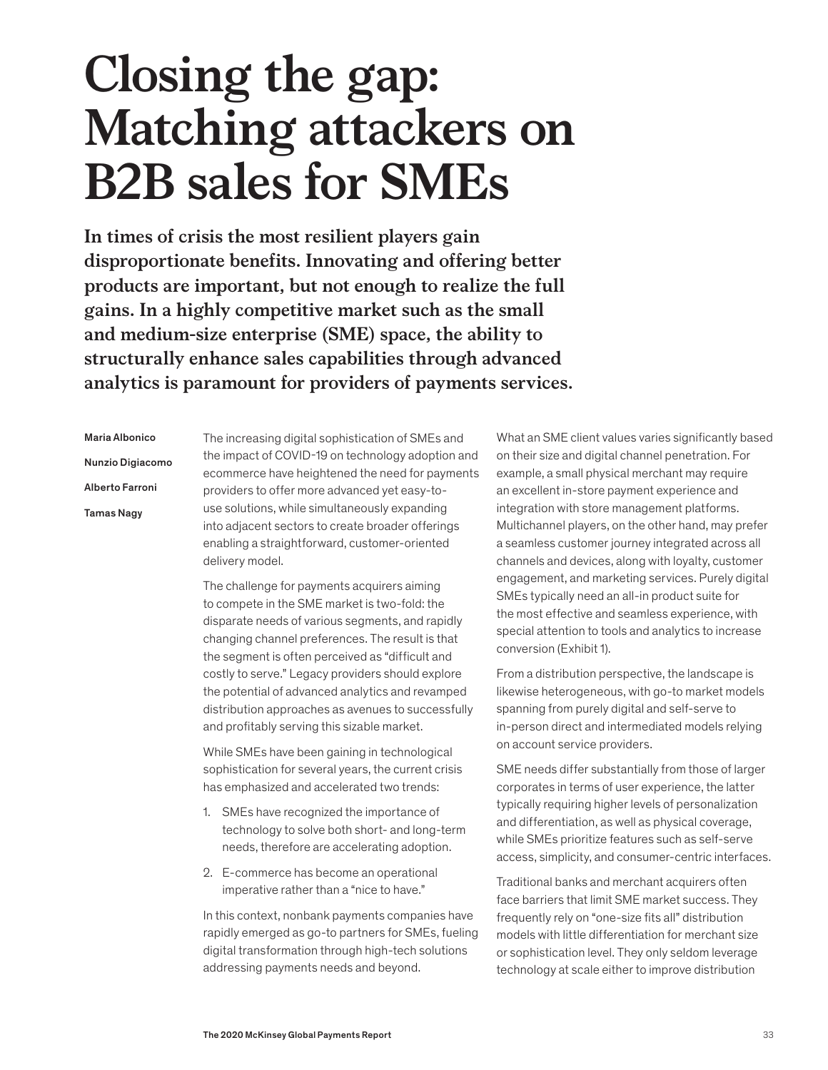# Closing the gap: Matching attackers on B2B sales for SMEs

**In times of crisis the most resilient players gain disproportionate benefits. Innovating and offering better products are important, but not enough to realize the full gains. In a highly competitive market such as the small and medium-size enterprise (SME) space, the ability to structurally enhance sales capabilities through advanced analytics is paramount for providers of payments services.**

Maria Albonico

Nunzio Digiacomo

Alberto Farroni

Tamas Nagy

The increasing digital sophistication of SMEs and the impact of COVID-19 on technology adoption and ecommerce have heightened the need for payments providers to offer more advanced yet easy-to-use solutions, while simultaneously expanding into adjacent sectors to create broader offerings enabling a straightforward, customer-oriented delivery model.

The challenge for payments acquirers aiming to compete in the SME market is two-fold: the disparate needs of various segments, and rapidly changing channel preferences. The result is that the segment is often perceived as "difficult and costly to serve." Legacy providers should explore the potential of advanced analytics and revamped distribution approaches as avenues to successfully and profitably serving this sizable market.

While SMEs have been gaining in technological sophistication for several years, the current crisis has emphasized and accelerated two trends:

1. SMEs have recognized the importance of technology to solve both short- and long-term needs, therefore are accelerating adoption.
2. E-commerce has become an operational imperative rather than a "nice to have."

In this context, nonbank payments companies have rapidly emerged as go-to partners for SMEs, fueling digital transformation through high-tech solutions addressing payments needs and beyond.

What an SME client values varies significantly based on their size and digital channel penetration. For example, a small physical merchant may require an excellent in-store payment experience and integration with store management platforms. Multichannel players, on the other hand, may prefer a seamless customer journey integrated across all channels and devices, along with loyalty, customer engagement, and marketing services. Purely digital SMEs typically need an all-in product suite for the most effective and seamless experience, with special attention to tools and analytics to increase conversion (Exhibit 1).

From a distribution perspective, the landscape is likewise heterogeneous, with go-to market models spanning from purely digital and self-serve to in-person direct and intermediated models relying on account service providers.

SME needs differ substantially from those of larger corporates in terms of user experience, the latter typically requiring higher levels of personalization and differentiation, as well as physical coverage, while SMEs prioritize features such as self-serve access, simplicity, and consumer-centric interfaces.

Traditional banks and merchant acquirers often face barriers that limit SME market success. They frequently rely on "one-size fits all" distribution models with little differentiation for merchant size or sophistication level. They only seldom leverage technology at scale either to improve distribution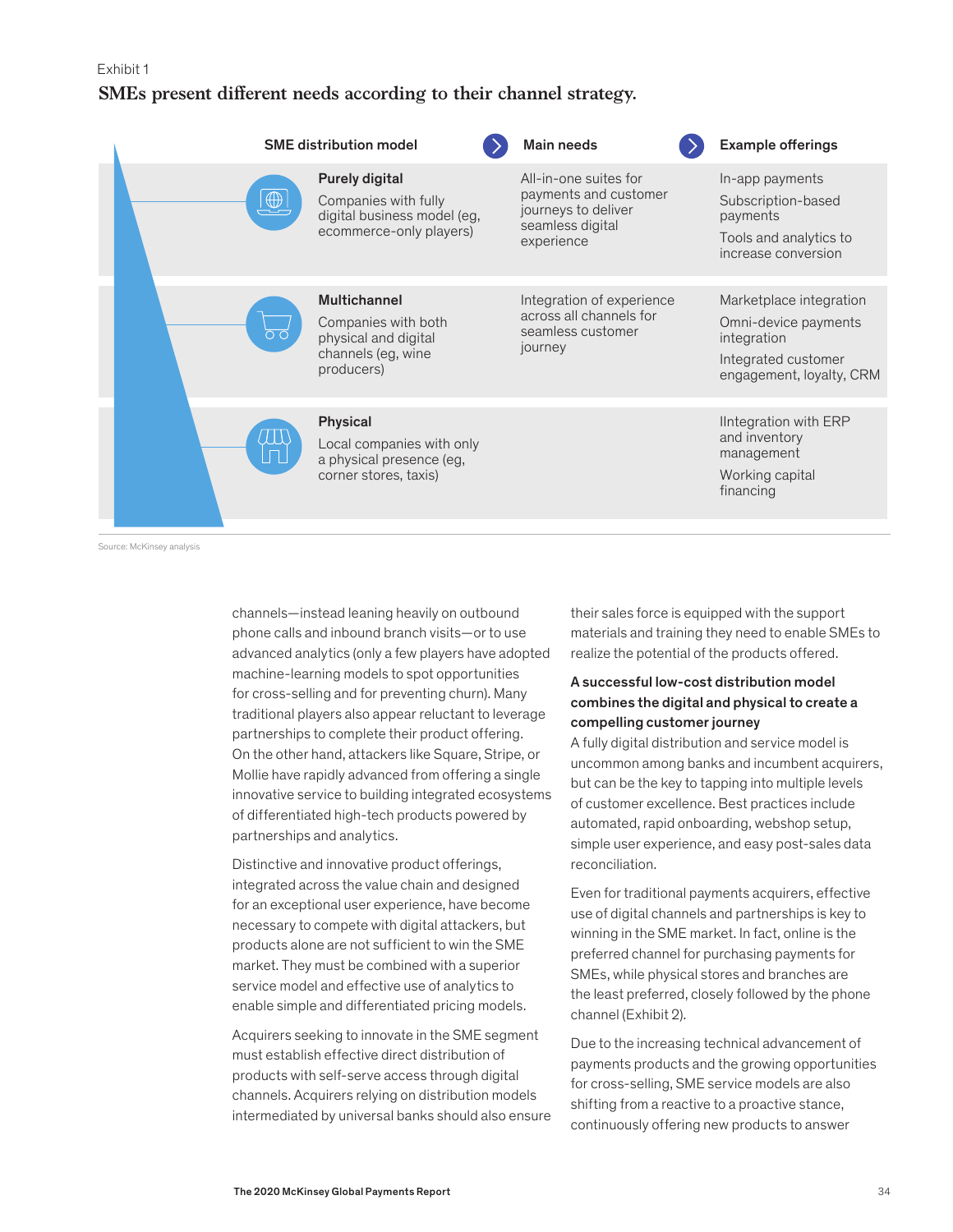Exhibit 1

**SMEs present different needs according to their channel strategy.**

| SME distribution model | Main needs | Example offerings |
|---|---|---|
| **Purely digital**<br>Companies with fully digital business model (eg, ecommerce-only players) | All-in-one suites for payments and customer journeys to deliver seamless digital experience | In-app payments<br>Subscription-based payments<br>Tools and analytics to increase conversion |
| **Multichannel**<br>Companies with both physical and digital channels (eg, wine producers) | Integration of experience across all channels for seamless customer journey | Marketplace integration<br>Omni-device payments integration<br>Integrated customer engagement, loyalty, CRM |
| **Physical**<br>Local companies with only a physical presence (eg, corner stores, taxis) | | IIntegration with ERP and inventory management<br>Working capital financing |

Source: McKinsey analysis

channels—instead leaning heavily on outbound phone calls and inbound branch visits—or to use advanced analytics (only a few players have adopted machine-learning models to spot opportunities for cross-selling and for preventing churn). Many traditional players also appear reluctant to leverage partnerships to complete their product offering. On the other hand, attackers like Square, Stripe, or Mollie have rapidly advanced from offering a single innovative service to building integrated ecosystems of differentiated high-tech products powered by partnerships and analytics.

Distinctive and innovative product offerings, integrated across the value chain and designed for an exceptional user experience, have become necessary to compete with digital attackers, but products alone are not sufficient to win the SME market. They must be combined with a superior service model and effective use of analytics to enable simple and differentiated pricing models.

Acquirers seeking to innovate in the SME segment must establish effective direct distribution of products with self-serve access through digital channels. Acquirers relying on distribution models intermediated by universal banks should also ensure their sales force is equipped with the support materials and training they need to enable SMEs to realize the potential of the products offered.

### A successful low-cost distribution model combines the digital and physical to create a compelling customer journey

A fully digital distribution and service model is uncommon among banks and incumbent acquirers, but can be the key to tapping into multiple levels of customer excellence. Best practices include automated, rapid onboarding, webshop setup, simple user experience, and easy post-sales data reconciliation.

Even for traditional payments acquirers, effective use of digital channels and partnerships is key to winning in the SME market. In fact, online is the preferred channel for purchasing payments for SMEs, while physical stores and branches are the least preferred, closely followed by the phone channel (Exhibit 2).

Due to the increasing technical advancement of payments products and the growing opportunities for cross-selling, SME service models are also shifting from a reactive to a proactive stance, continuously offering new products to answer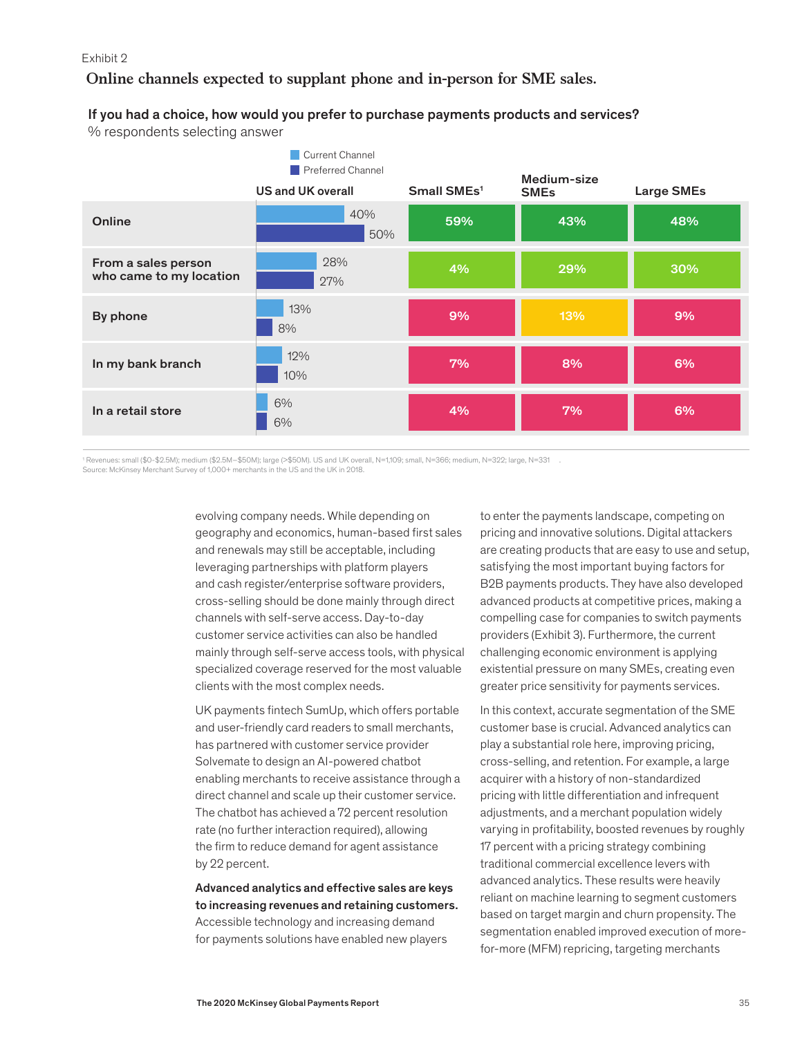Exhibit 2

## Online channels expected to supplant phone and in-person for SME sales.

**If you had a choice, how would you prefer to purchase payments products and services?**
% respondents selecting answer

| | US and UK overall – Current Channel | US and UK overall – Preferred Channel | Small SMEs[1] | Medium-size SMEs | Large SMEs |
|---|---|---|---|---|---|
| Online | 40% | 50% | 59% | 43% | 48% |
| From a sales person who came to my location | 28% | 27% | 4% | 29% | 30% |
| By phone | 13% | 8% | 9% | 13% | 9% |
| In my bank branch | 12% | 10% | 7% | 8% | 6% |
| In a retail store | 6% | 6% | 4% | 7% | 6% |

[1] Revenues: small ($0–$2.5M); medium ($2.5M–$50M); large (>$50M). US and UK overall, N=1,109; small, N=366; medium, N=322; large, N=331.
Source: McKinsey Merchant Survey of 1,000+ merchants in the US and the UK in 2018.

evolving company needs. While depending on geography and economics, human-based first sales and renewals may still be acceptable, including leveraging partnerships with platform players and cash register/enterprise software providers, cross-selling should be done mainly through direct channels with self-serve access. Day-to-day customer service activities can also be handled mainly through self-serve access tools, with physical specialized coverage reserved for the most valuable clients with the most complex needs.

UK payments fintech SumUp, which offers portable and user-friendly card readers to small merchants, has partnered with customer service provider Solvemate to design an AI-powered chatbot enabling merchants to receive assistance through a direct channel and scale up their customer service. The chatbot has achieved a 72 percent resolution rate (no further interaction required), allowing the firm to reduce demand for agent assistance by 22 percent.

**Advanced analytics and effective sales are keys to increasing revenues and retaining customers.** Accessible technology and increasing demand for payments solutions have enabled new players to enter the payments landscape, competing on pricing and innovative solutions. Digital attackers are creating products that are easy to use and setup, satisfying the most important buying factors for B2B payments products. They have also developed advanced products at competitive prices, making a compelling case for companies to switch payments providers (Exhibit 3). Furthermore, the current challenging economic environment is applying existential pressure on many SMEs, creating even greater price sensitivity for payments services.

In this context, accurate segmentation of the SME customer base is crucial. Advanced analytics can play a substantial role here, improving pricing, cross-selling, and retention. For example, a large acquirer with a history of non-standardized pricing with little differentiation and infrequent adjustments, and a merchant population widely varying in profitability, boosted revenues by roughly 17 percent with a pricing strategy combining traditional commercial excellence levers with advanced analytics. These results were heavily reliant on machine learning to segment customers based on target margin and churn propensity. The segmentation enabled improved execution of more-for-more (MFM) repricing, targeting merchants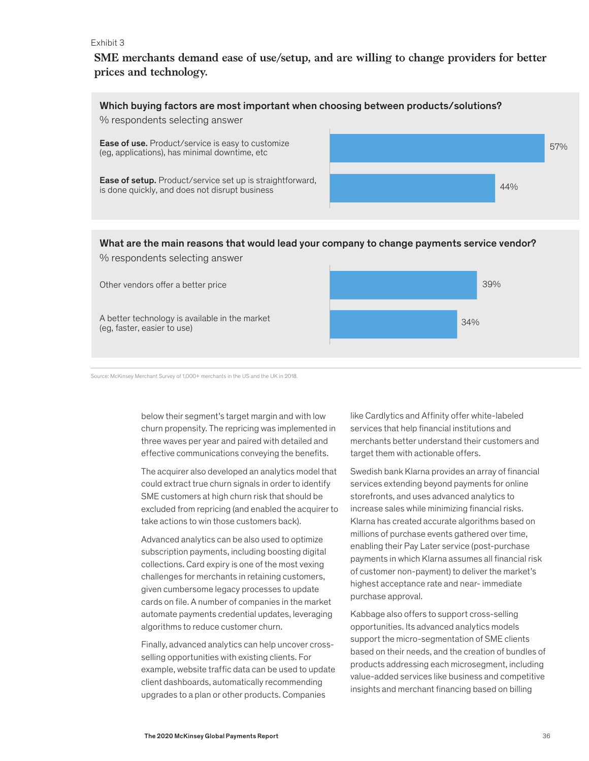Exhibit 3

**SME merchants demand ease of use/setup, and are willing to change providers for better prices and technology.**

**Which buying factors are most important when choosing between products/solutions?**

% respondents selecting answer

| Factor | % |
|---|---|
| **Ease of use.** Product/service is easy to customize (eg, applications), has minimal downtime, etc | 57% |
| **Ease of setup.** Product/service set up is straightforward, is done quickly, and does not disrupt business | 44% |

**What are the main reasons that would lead your company to change payments service vendor?**

% respondents selecting answer

| Reason | % |
|---|---|
| Other vendors offer a better price | 39% |
| A better technology is available in the market (eg, faster, easier to use) | 34% |

Source: McKinsey Merchant Survey of 1,000+ merchants in the US and the UK in 2018.

below their segment's target margin and with low churn propensity. The repricing was implemented in three waves per year and paired with detailed and effective communications conveying the benefits.

The acquirer also developed an analytics model that could extract true churn signals in order to identify SME customers at high churn risk that should be excluded from repricing (and enabled the acquirer to take actions to win those customers back).

Advanced analytics can be also used to optimize subscription payments, including boosting digital collections. Card expiry is one of the most vexing challenges for merchants in retaining customers, given cumbersome legacy processes to update cards on file. A number of companies in the market automate payments credential updates, leveraging algorithms to reduce customer churn.

Finally, advanced analytics can help uncover cross-selling opportunities with existing clients. For example, website traffic data can be used to update client dashboards, automatically recommending upgrades to a plan or other products. Companies like Cardlytics and Affinity offer white-labeled services that help financial institutions and merchants better understand their customers and target them with actionable offers.

Swedish bank Klarna provides an array of financial services extending beyond payments for online storefronts, and uses advanced analytics to increase sales while minimizing financial risks. Klarna has created accurate algorithms based on millions of purchase events gathered over time, enabling their Pay Later service (post-purchase payments in which Klarna assumes all financial risk of customer non-payment) to deliver the market's highest acceptance rate and near- immediate purchase approval.

Kabbage also offers to support cross-selling opportunities. Its advanced analytics models support the micro-segmentation of SME clients based on their needs, and the creation of bundles of products addressing each microsegment, including value-added services like business and competitive insights and merchant financing based on billing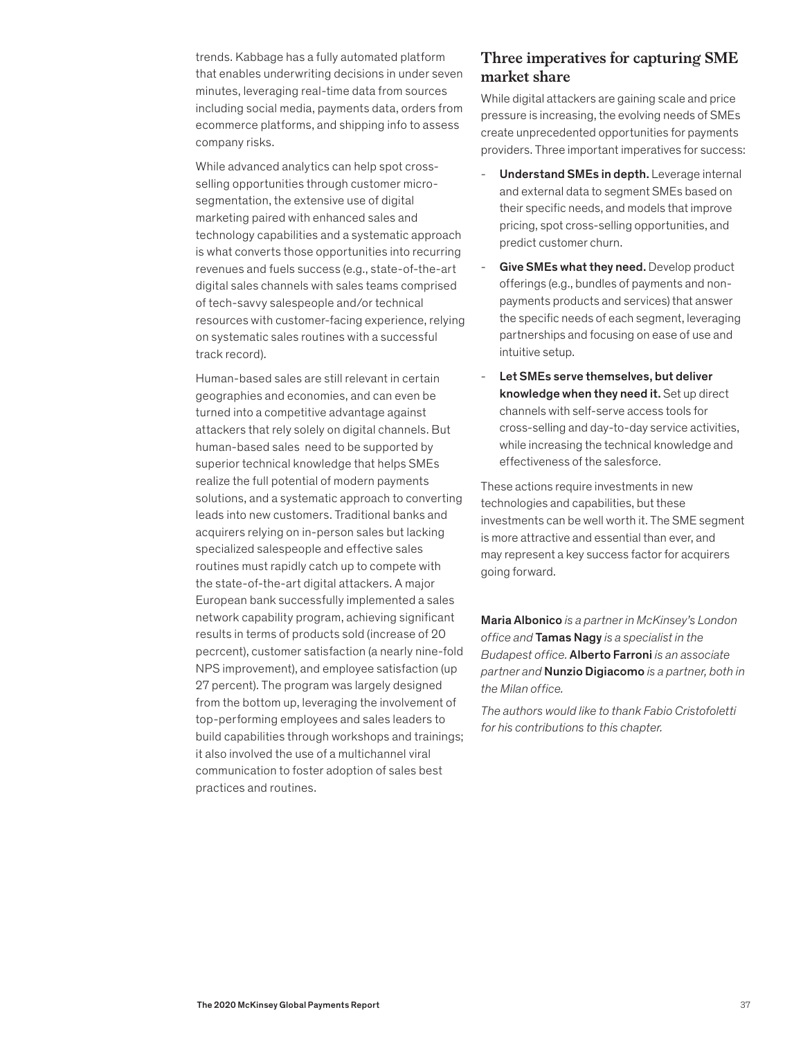trends. Kabbage has a fully automated platform that enables underwriting decisions in under seven minutes, leveraging real-time data from sources including social media, payments data, orders from ecommerce platforms, and shipping info to assess company risks.

While advanced analytics can help spot cross-selling opportunities through customer micro-segmentation, the extensive use of digital marketing paired with enhanced sales and technology capabilities and a systematic approach is what converts those opportunities into recurring revenues and fuels success (e.g., state-of-the-art digital sales channels with sales teams comprised of tech-savvy salespeople and/or technical resources with customer-facing experience, relying on systematic sales routines with a successful track record).

Human-based sales are still relevant in certain geographies and economies, and can even be turned into a competitive advantage against attackers that rely solely on digital channels. But human-based sales  need to be supported by superior technical knowledge that helps SMEs realize the full potential of modern payments solutions, and a systematic approach to converting leads into new customers. Traditional banks and acquirers relying on in-person sales but lacking specialized salespeople and effective sales routines must rapidly catch up to compete with the state-of-the-art digital attackers. A major European bank successfully implemented a sales network capability program, achieving significant results in terms of products sold (increase of 20 pecrcent), customer satisfaction (a nearly nine-fold NPS improvement), and employee satisfaction (up 27 percent). The program was largely designed from the bottom up, leveraging the involvement of top-performing employees and sales leaders to build capabilities through workshops and trainings; it also involved the use of a multichannel viral communication to foster adoption of sales best practices and routines.

## Three imperatives for capturing SME market share

While digital attackers are gaining scale and price pressure is increasing, the evolving needs of SMEs create unprecedented opportunities for payments providers. Three important imperatives for success:

- **Understand SMEs in depth.** Leverage internal and external data to segment SMEs based on their specific needs, and models that improve pricing, spot cross-selling opportunities, and predict customer churn.
- **Give SMEs what they need.** Develop product offerings (e.g., bundles of payments and non-payments products and services) that answer the specific needs of each segment, leveraging partnerships and focusing on ease of use and intuitive setup.
- **Let SMEs serve themselves, but deliver knowledge when they need it.** Set up direct channels with self-serve access tools for cross-selling and day-to-day service activities, while increasing the technical knowledge and effectiveness of the salesforce.

These actions require investments in new technologies and capabilities, but these investments can be well worth it. The SME segment is more attractive and essential than ever, and may represent a key success factor for acquirers going forward.

**Maria Albonico** *is a partner in McKinsey's London office and* **Tamas Nagy** *is a specialist in the Budapest office.* **Alberto Farroni** *is an associate partner and* **Nunzio Digiacomo** *is a partner, both in the Milan office.*

*The authors would like to thank Fabio Cristofoletti for his contributions to this chapter.*